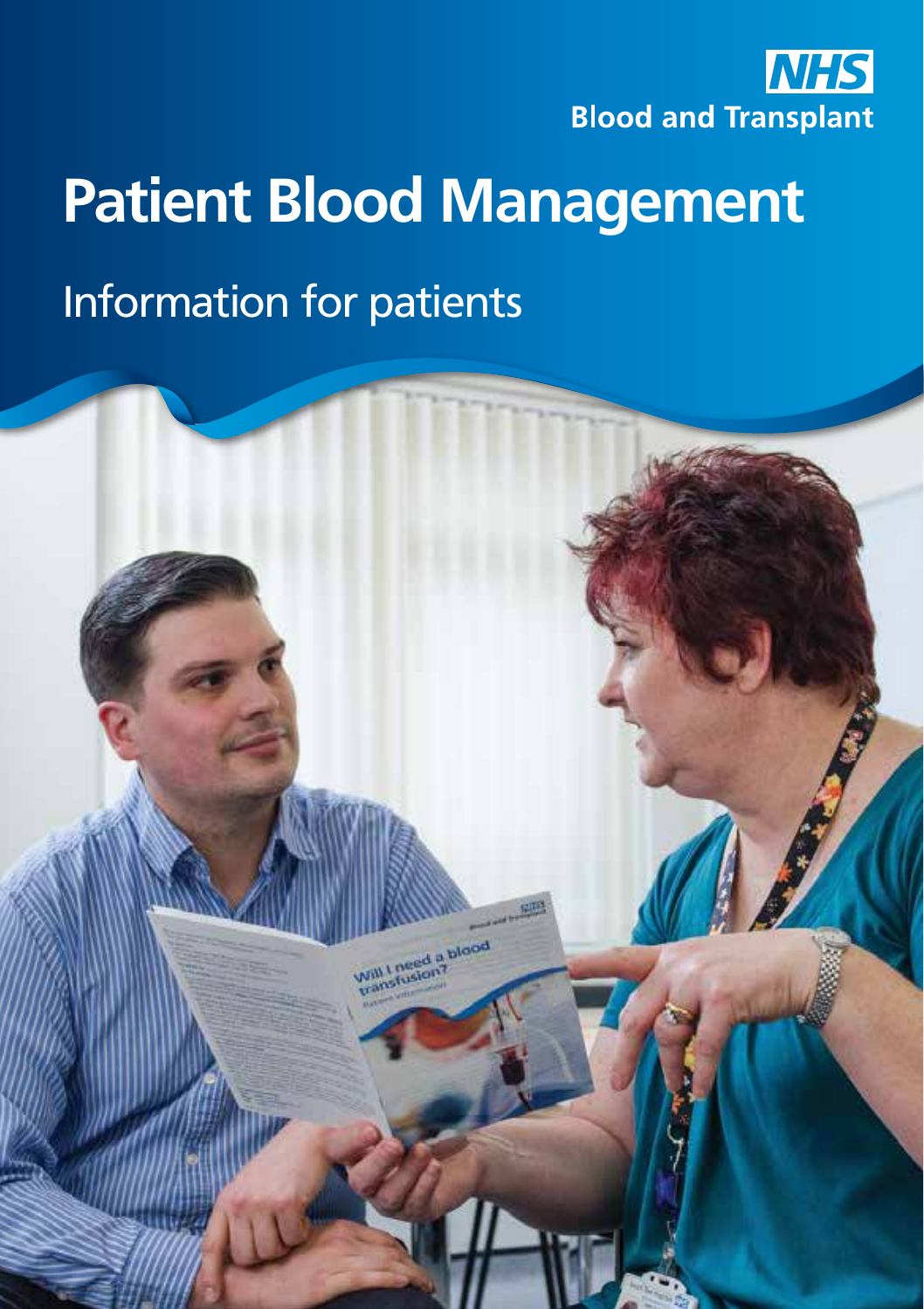NHS Blood and Transplant

# Patient Blood Management

## Information for patients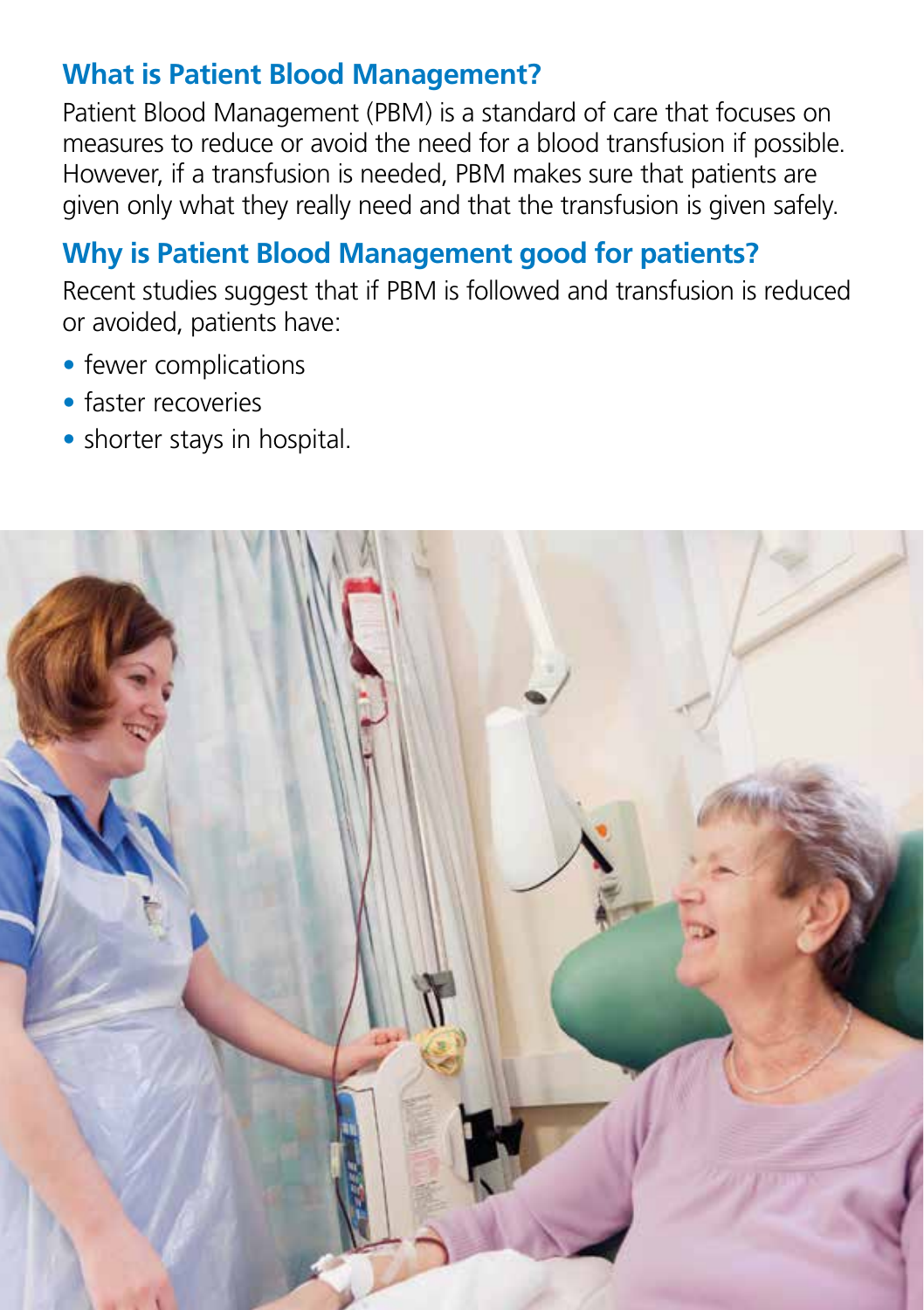## What is Patient Blood Management?

Patient Blood Management (PBM) is a standard of care that focuses on measures to reduce or avoid the need for a blood transfusion if possible. However, if a transfusion is needed, PBM makes sure that patients are given only what they really need and that the transfusion is given safely.

## Why is Patient Blood Management good for patients?

Recent studies suggest that if PBM is followed and transfusion is reduced or avoided, patients have:

- fewer complications
- faster recoveries
- shorter stays in hospital.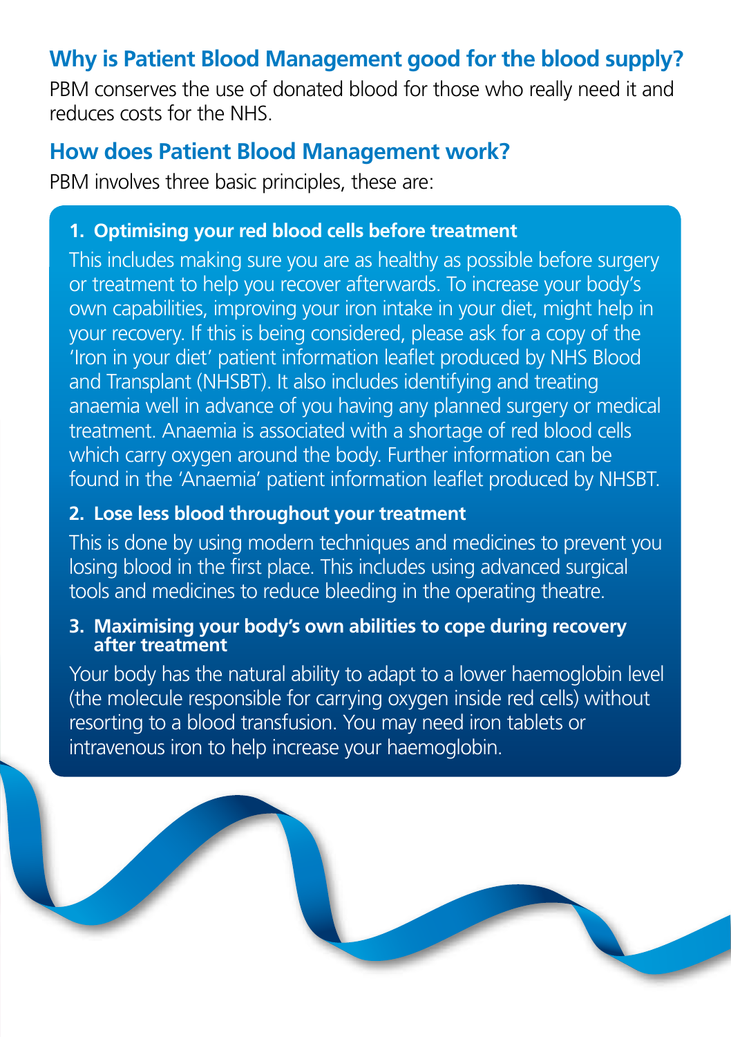## Why is Patient Blood Management good for the blood supply?

PBM conserves the use of donated blood for those who really need it and reduces costs for the NHS.

## How does Patient Blood Management work?

PBM involves three basic principles, these are:

### 1. Optimising your red blood cells before treatment

This includes making sure you are as healthy as possible before surgery or treatment to help you recover afterwards. To increase your body's own capabilities, improving your iron intake in your diet, might help in your recovery. If this is being considered, please ask for a copy of the 'Iron in your diet' patient information leaflet produced by NHS Blood and Transplant (NHSBT). It also includes identifying and treating anaemia well in advance of you having any planned surgery or medical treatment. Anaemia is associated with a shortage of red blood cells which carry oxygen around the body. Further information can be found in the 'Anaemia' patient information leaflet produced by NHSBT.

### 2. Lose less blood throughout your treatment

This is done by using modern techniques and medicines to prevent you losing blood in the first place. This includes using advanced surgical tools and medicines to reduce bleeding in the operating theatre.

### 3. Maximising your body's own abilities to cope during recovery after treatment

Your body has the natural ability to adapt to a lower haemoglobin level (the molecule responsible for carrying oxygen inside red cells) without resorting to a blood transfusion. You may need iron tablets or intravenous iron to help increase your haemoglobin.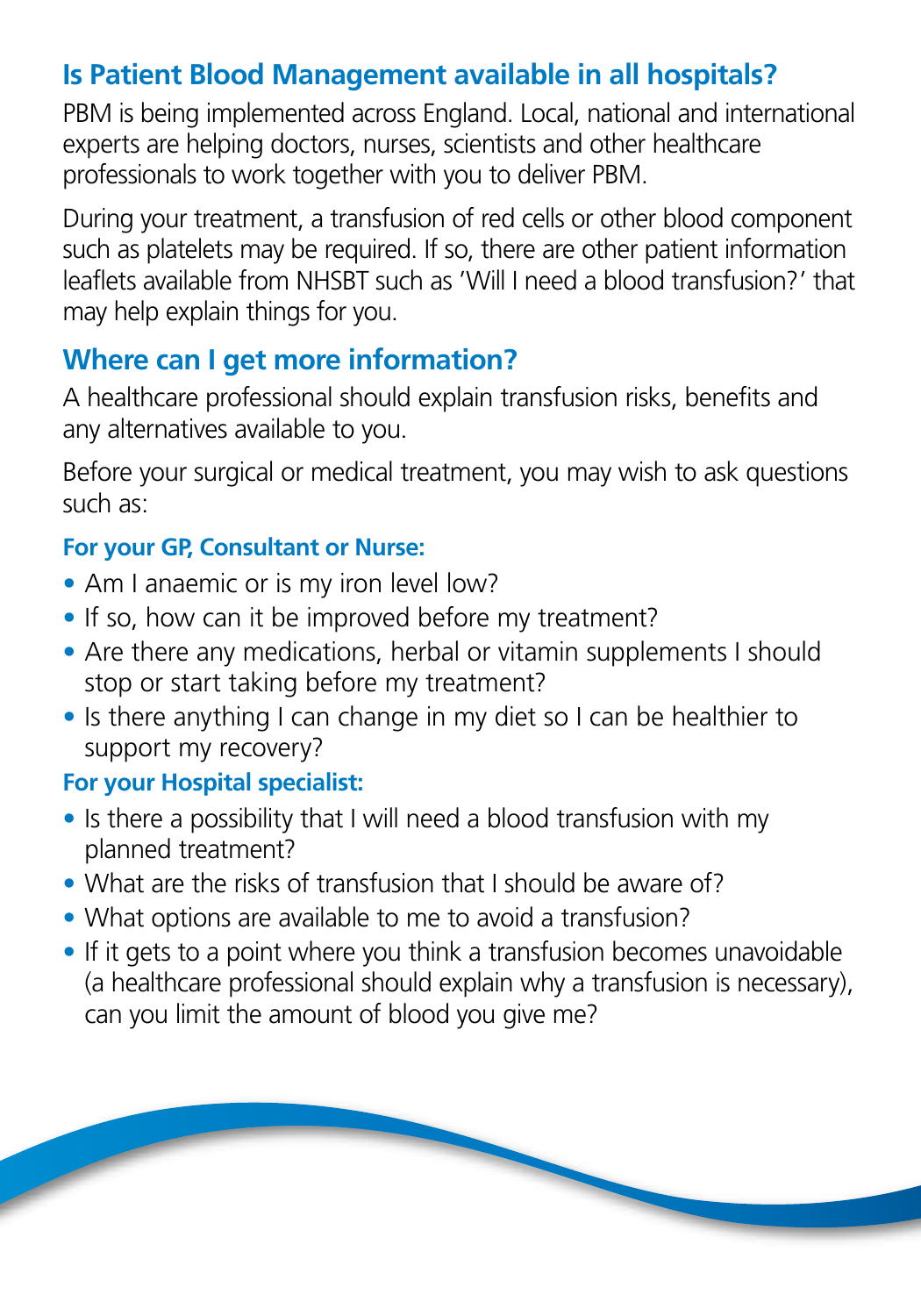## Is Patient Blood Management available in all hospitals?

PBM is being implemented across England. Local, national and international experts are helping doctors, nurses, scientists and other healthcare professionals to work together with you to deliver PBM.

During your treatment, a transfusion of red cells or other blood component such as platelets may be required. If so, there are other patient information leaflets available from NHSBT such as 'Will I need a blood transfusion?' that may help explain things for you.

## Where can I get more information?

A healthcare professional should explain transfusion risks, benefits and any alternatives available to you.

Before your surgical or medical treatment, you may wish to ask questions such as:

### For your GP, Consultant or Nurse:

- Am I anaemic or is my iron level low?
- If so, how can it be improved before my treatment?
- Are there any medications, herbal or vitamin supplements I should stop or start taking before my treatment?
- Is there anything I can change in my diet so I can be healthier to support my recovery?

### For your Hospital specialist:

- Is there a possibility that I will need a blood transfusion with my planned treatment?
- What are the risks of transfusion that I should be aware of?
- What options are available to me to avoid a transfusion?
- If it gets to a point where you think a transfusion becomes unavoidable (a healthcare professional should explain why a transfusion is necessary), can you limit the amount of blood you give me?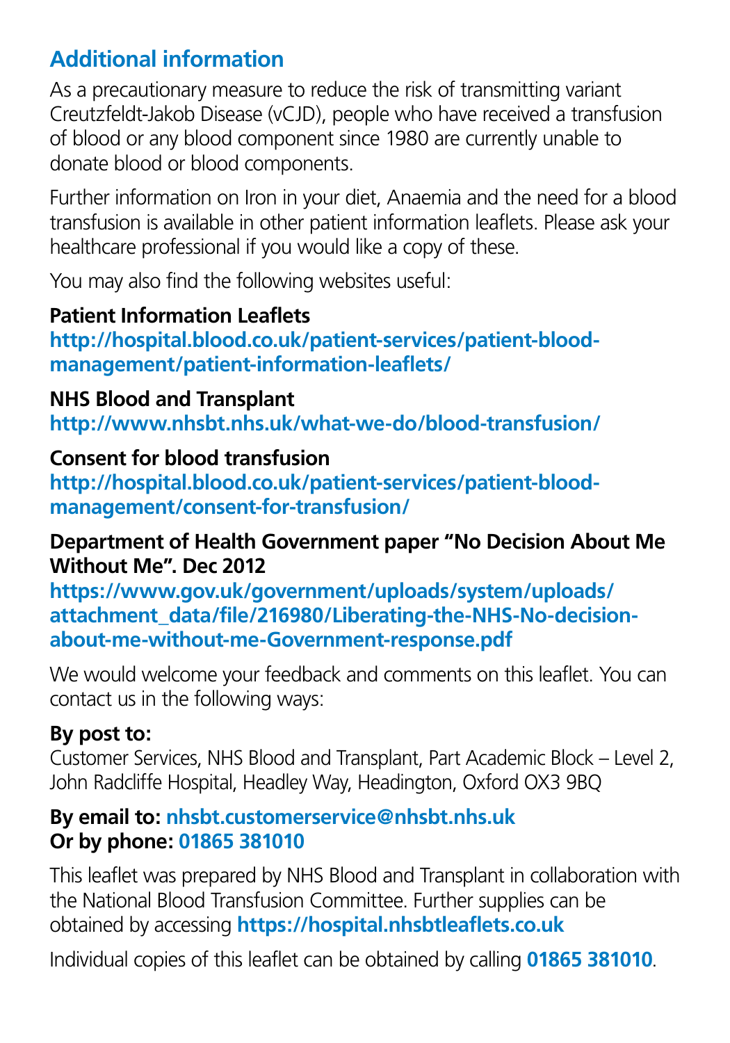## Additional information

As a precautionary measure to reduce the risk of transmitting variant Creutzfeldt-Jakob Disease (vCJD), people who have received a transfusion of blood or any blood component since 1980 are currently unable to donate blood or blood components.

Further information on Iron in your diet, Anaemia and the need for a blood transfusion is available in other patient information leaflets. Please ask your healthcare professional if you would like a copy of these.

You may also find the following websites useful:

**Patient Information Leaflets**
**http://hospital.blood.co.uk/patient-services/patient-blood-management/patient-information-leaflets/**

**NHS Blood and Transplant**
**http://www.nhsbt.nhs.uk/what-we-do/blood-transfusion/**

**Consent for blood transfusion**
**http://hospital.blood.co.uk/patient-services/patient-blood-management/consent-for-transfusion/**

**Department of Health Government paper "No Decision About Me Without Me". Dec 2012**
**https://www.gov.uk/government/uploads/system/uploads/attachment_data/file/216980/Liberating-the-NHS-No-decision-about-me-without-me-Government-response.pdf**

We would welcome your feedback and comments on this leaflet. You can contact us in the following ways:

**By post to:**
Customer Services, NHS Blood and Transplant, Part Academic Block – Level 2, John Radcliffe Hospital, Headley Way, Headington, Oxford OX3 9BQ

**By email to: nhsbt.customerservice@nhsbt.nhs.uk**
**Or by phone: 01865 381010**

This leaflet was prepared by NHS Blood and Transplant in collaboration with the National Blood Transfusion Committee. Further supplies can be obtained by accessing **https://hospital.nhsbtleaflets.co.uk**

Individual copies of this leaflet can be obtained by calling **01865 381010**.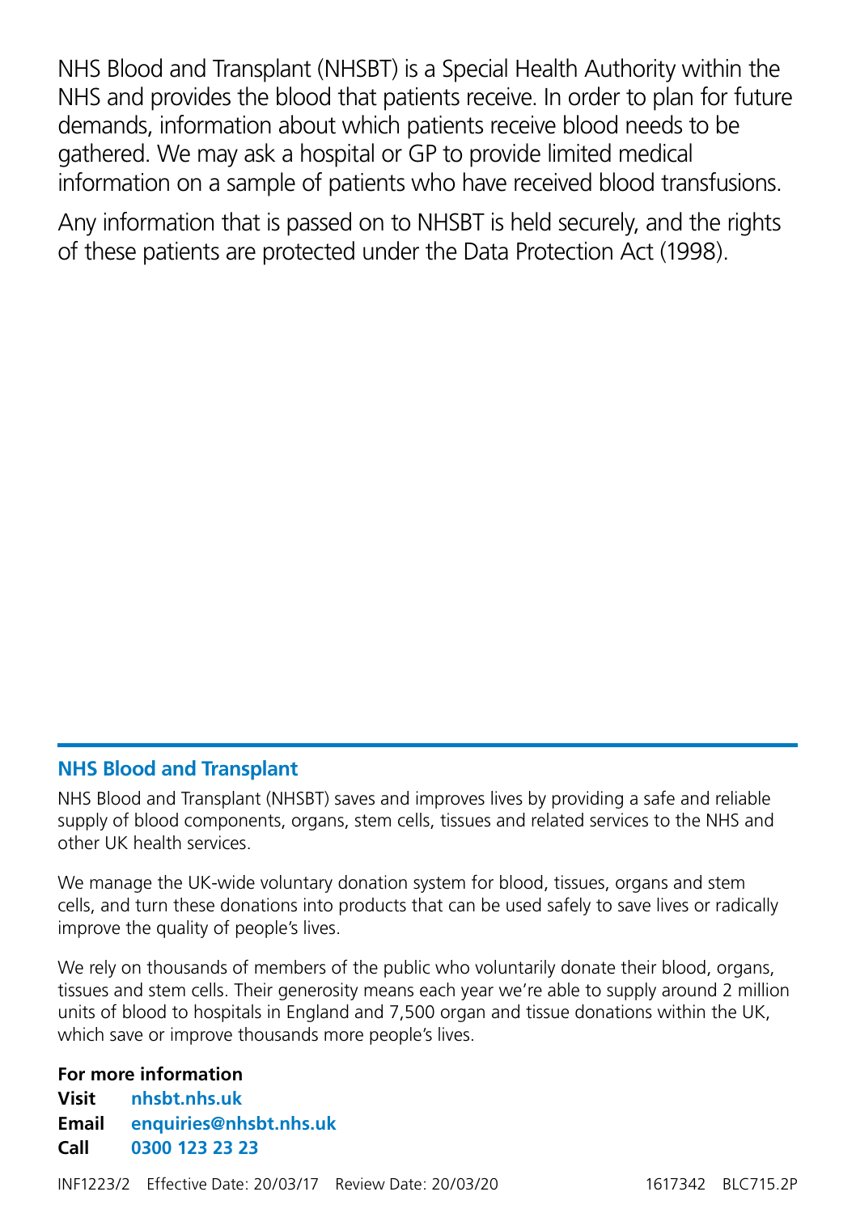NHS Blood and Transplant (NHSBT) is a Special Health Authority within the NHS and provides the blood that patients receive. In order to plan for future demands, information about which patients receive blood needs to be gathered. We may ask a hospital or GP to provide limited medical information on a sample of patients who have received blood transfusions.

Any information that is passed on to NHSBT is held securely, and the rights of these patients are protected under the Data Protection Act (1998).

## NHS Blood and Transplant

NHS Blood and Transplant (NHSBT) saves and improves lives by providing a safe and reliable supply of blood components, organs, stem cells, tissues and related services to the NHS and other UK health services.

We manage the UK-wide voluntary donation system for blood, tissues, organs and stem cells, and turn these donations into products that can be used safely to save lives or radically improve the quality of people's lives.

We rely on thousands of members of the public who voluntarily donate their blood, organs, tissues and stem cells. Their generosity means each year we're able to supply around 2 million units of blood to hospitals in England and 7,500 organ and tissue donations within the UK, which save or improve thousands more people's lives.

**For more information**

**Visit** nhsbt.nhs.uk
**Email** enquiries@nhsbt.nhs.uk
**Call** 0300 123 23 23

INF1223/2 Effective Date: 20/03/17 Review Date: 20/03/20 1617342 BLC715.2P